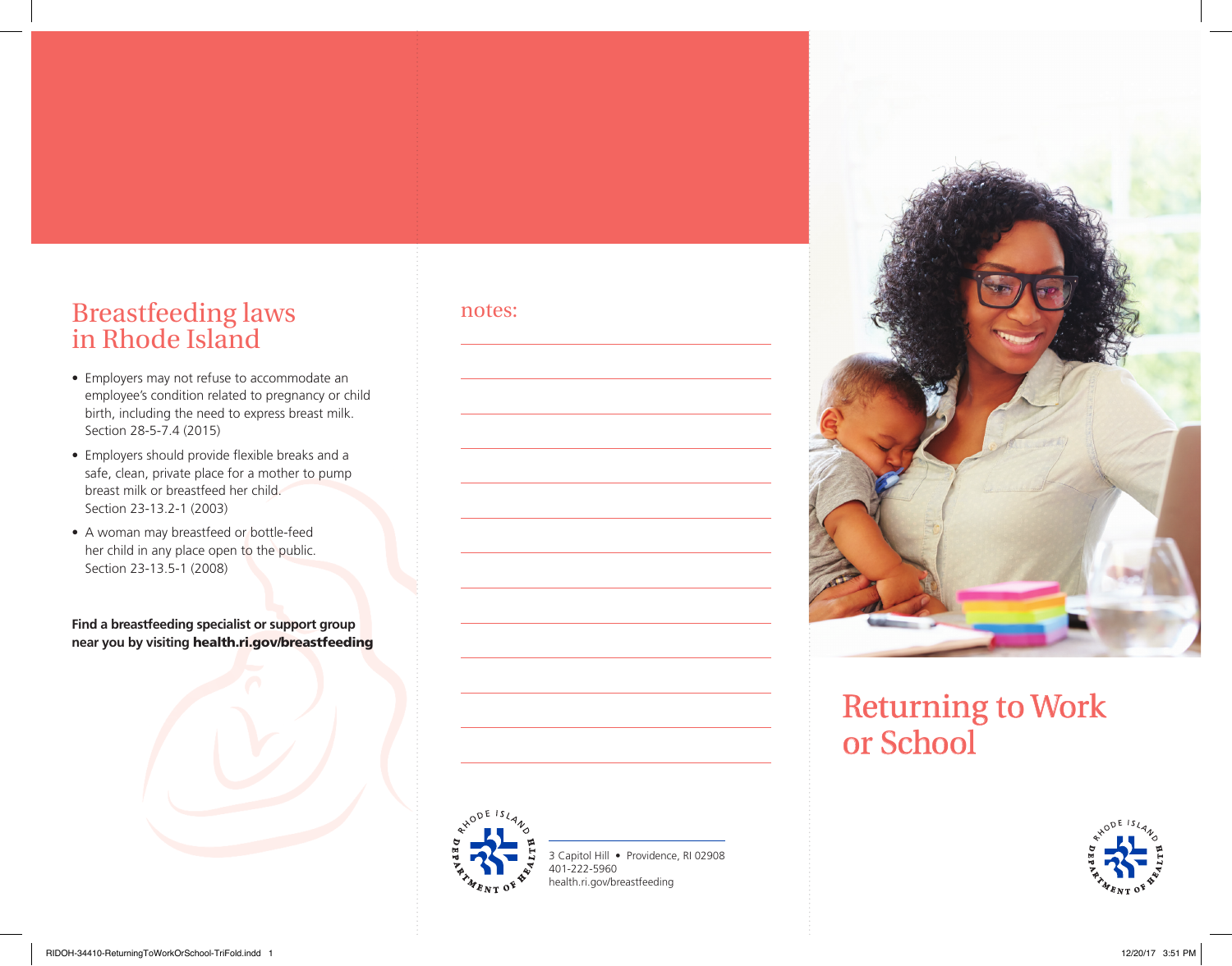## Breastfeeding laws in Rhode Island

- Employers may not refuse to accommodate an employee's condition related to pregnancy or child birth, including the need to express breast milk. Section 28-5-7.4 (2015)
- Employers should provide flexible breaks and a safe, clean, private place for a mother to pump breast milk or breastfeed her child. Section 23-13.2-1 (2003)
- A woman may breastfeed or bottle-feed her child in any place open to the public. Section 23-13.5-1 (2008)

**Find a breastfeeding specialist or support group near you by visiting health.ri.gov/breastfeeding**

notes:

Rhode Island Department of Health

3 Capitol Hill • Providence, RI 02908
401-222-5960
health.ri.gov/breastfeeding

# Returning to Work or School

Rhode Island Department of Health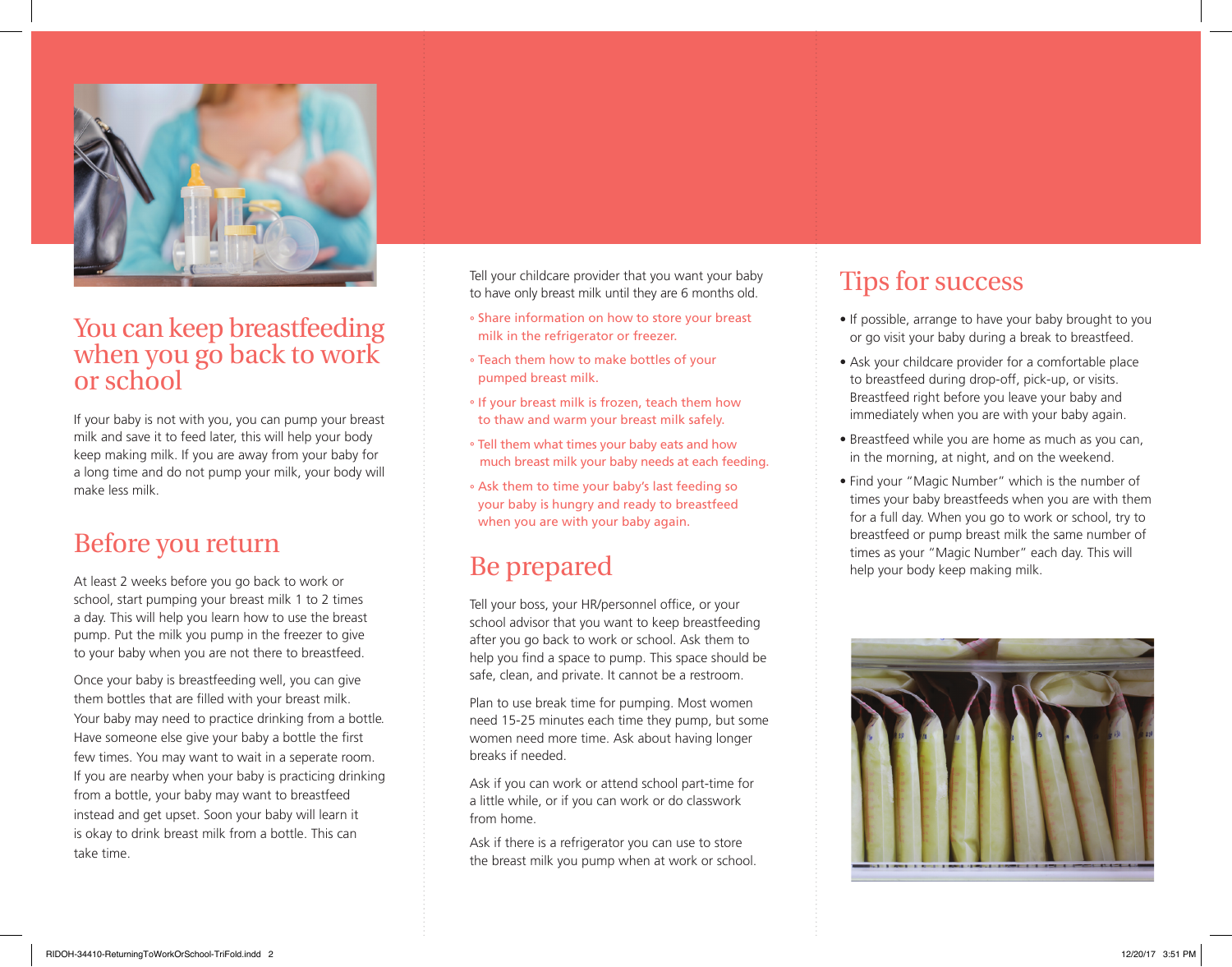## You can keep breastfeeding when you go back to work or school

If your baby is not with you, you can pump your breast milk and save it to feed later, this will help your body keep making milk. If you are away from your baby for a long time and do not pump your milk, your body will make less milk.

## Before you return

At least 2 weeks before you go back to work or school, start pumping your breast milk 1 to 2 times a day. This will help you learn how to use the breast pump. Put the milk you pump in the freezer to give to your baby when you are not there to breastfeed.

Once your baby is breastfeeding well, you can give them bottles that are filled with your breast milk. Your baby may need to practice drinking from a bottle. Have someone else give your baby a bottle the first few times. You may want to wait in a seperate room. If you are nearby when your baby is practicing drinking from a bottle, your baby may want to breastfeed instead and get upset. Soon your baby will learn it is okay to drink breast milk from a bottle. This can take time.

Tell your childcare provider that you want your baby to have only breast milk until they are 6 months old.

- Share information on how to store your breast milk in the refrigerator or freezer.
- Teach them how to make bottles of your pumped breast milk.
- If your breast milk is frozen, teach them how to thaw and warm your breast milk safely.
- Tell them what times your baby eats and how much breast milk your baby needs at each feeding.
- Ask them to time your baby's last feeding so your baby is hungry and ready to breastfeed when you are with your baby again.

## Be prepared

Tell your boss, your HR/personnel office, or your school advisor that you want to keep breastfeeding after you go back to work or school. Ask them to help you find a space to pump. This space should be safe, clean, and private. It cannot be a restroom.

Plan to use break time for pumping. Most women need 15-25 minutes each time they pump, but some women need more time. Ask about having longer breaks if needed.

Ask if you can work or attend school part-time for a little while, or if you can work or do classwork from home.

Ask if there is a refrigerator you can use to store the breast milk you pump when at work or school.

## Tips for success

- If possible, arrange to have your baby brought to you or go visit your baby during a break to breastfeed.
- Ask your childcare provider for a comfortable place to breastfeed during drop-off, pick-up, or visits. Breastfeed right before you leave your baby and immediately when you are with your baby again.
- Breastfeed while you are home as much as you can, in the morning, at night, and on the weekend.
- Find your "Magic Number" which is the number of times your baby breastfeeds when you are with them for a full day. When you go to work or school, try to breastfeed or pump breast milk the same number of times as your "Magic Number" each day. This will help your body keep making milk.